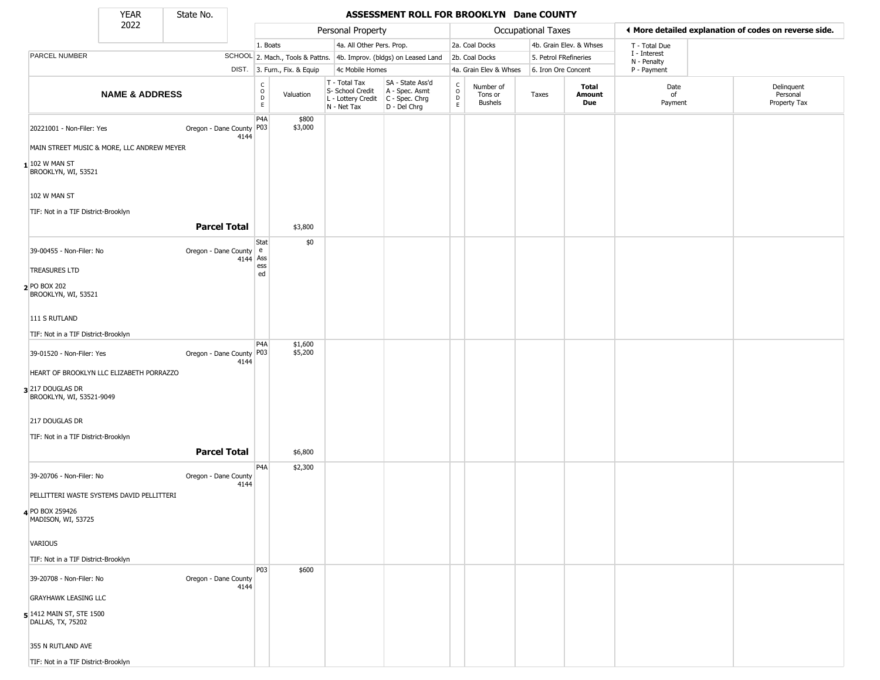| YEAR | State No. |
|---|---|
| 2022 | |

# ASSESSMENT ROLL FOR BROOKLYN Dane COUNTY

| | | Personal Property | | | | Occupational Taxes | | | | ◀ More detailed explanation of codes on reverse side. | |
|---|---|---|---|---|---|---|---|---|---|---|---|
| PARCEL NUMBER | SCHOOL DIST. | 1. Boats<br>2. Mach., Tools & Pattns.<br>3. Furn., Fix. & Equip | | 4a. All Other Pers. Prop.<br>4b. Improv. (bldgs) on Leased Land<br>4c Mobile Homes | | 2a. Coal Docks<br>2b. Coal Docks<br>4a. Grain Elev & Whses | | 4b. Grain Elev. & Whses<br>5. Petrol FRefineries<br>6. Iron Ore Concent | | T - Total Due<br>I - Interest<br>N - Penalty<br>P - Payment | |
| **NAME & ADDRESS** | | CODE | Valuation | T - Total Tax<br>S- School Credit<br>L - Lottery Credit<br>N - Net Tax | SA - State Ass'd<br>A - Spec. Asmt<br>C - Spec. Chrg<br>D - Del Chrg | CODE | Number of Tons or Bushels | Taxes | **Total Amount Due** | Date of Payment | Delinquent Personal Property Tax |
| **1** 20221001 - Non-Filer: Yes<br>MAIN STREET MUSIC & MORE, LLC ANDREW MEYER<br>102 W MAN ST<br>BROOKLYN, WI, 53521<br>102 W MAN ST<br>TIF: Not in a TIF District-Brooklyn | Oregon - Dane County 4144 | P4A<br>P03 | $800<br>$3,000 | | | | | | | | |
| **Parcel Total** | | | $3,800 | | | | | | | | |
| **2** 39-00455 - Non-Filer: No<br>TREASURES LTD<br>PO BOX 202<br>BROOKLYN, WI, 53521<br>111 S RUTLAND<br>TIF: Not in a TIF District-Brooklyn | Oregon - Dane County 4144 | State Assessed | $0 | | | | | | | | |
| **3** 39-01520 - Non-Filer: Yes<br>HEART OF BROOKLYN LLC ELIZABETH PORRAZZO<br>217 DOUGLAS DR<br>BROOKLYN, WI, 53521-9049<br>217 DOUGLAS DR<br>TIF: Not in a TIF District-Brooklyn | Oregon - Dane County 4144 | P4A<br>P03 | $1,600<br>$5,200 | | | | | | | | |
| **Parcel Total** | | | $6,800 | | | | | | | | |
| **4** 39-20706 - Non-Filer: No<br>PELLITTERI WASTE SYSTEMS DAVID PELLITTERI<br>PO BOX 259426<br>MADISON, WI, 53725<br>VARIOUS<br>TIF: Not in a TIF District-Brooklyn | Oregon - Dane County 4144 | P4A | $2,300 | | | | | | | | |
| **5** 39-20708 - Non-Filer: No<br>GRAYHAWK LEASING LLC<br>1412 MAIN ST, STE 1500<br>DALLAS, TX, 75202<br>355 N RUTLAND AVE<br>TIF: Not in a TIF District-Brooklyn | Oregon - Dane County 4144 | P03 | $600 | | | | | | | | |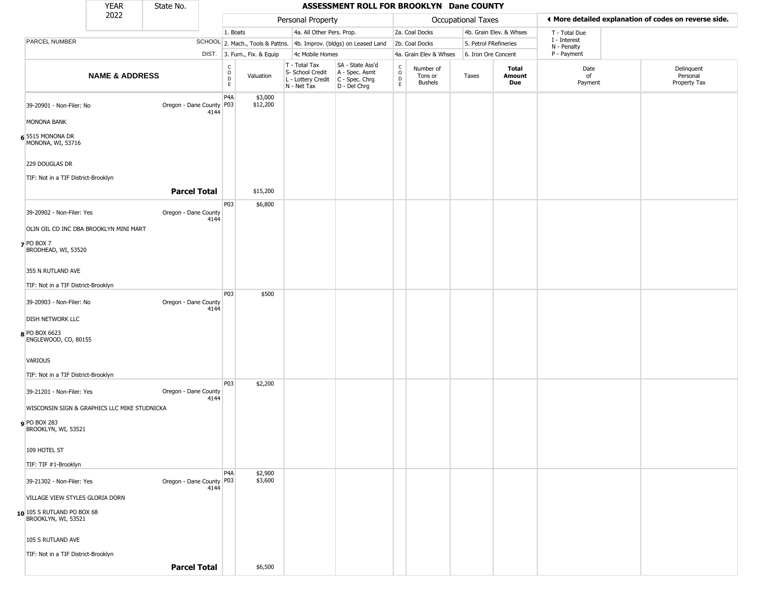# ASSESSMENT ROLL FOR BROOKLYN Dane COUNTY

| YEAR | State No. |
|---|---|
| 2022 | |

| | Personal Property | | Occupational Taxes | | ◄ More detailed explanation of codes on reverse side. |
|---|---|---|---|---|---|
| | 1. Boats | 4a. All Other Pers. Prop. | 2a. Coal Docks | 4b. Grain Elev. & Whses | T - Total Due |
| PARCEL NUMBER SCHOOL | 2. Mach., Tools & Pattns. | 4b. Improv. (bldgs) on Leased Land | 2b. Coal Docks | 5. Petrol FRefineries | I - Interest N - Penalty |
| DIST. | 3. Furn., Fix. & Equip | 4c Mobile Homes | 4a. Grain Elev & Whses | 6. Iron Ore Concent | P - Payment |

| | NAME & ADDRESS | | CODE | Valuation | T - Total Tax S- School Credit L - Lottery Credit N - Net Tax | SA - State Ass'd A - Spec. Asmt C - Spec. Chrg D - Del Chrg | CODE | Number of Tons or Bushels | Taxes | Total Amount Due | Date of Payment | Delinquent Personal Property Tax |
|---|---|---|---|---|---|---|---|---|---|---|---|---|
| 6 | 39-20901 - Non-Filer: No<br>MONONA BANK<br>5515 MONONA DR<br>MONONA, WI, 53716<br>229 DOUGLAS DR<br>TIF: Not in a TIF District-Brooklyn | Oregon - Dane County 4144 | P4A<br>P03 | $3,000<br>$12,200 | | | | | | | | |
| | **Parcel Total** | | | $15,200 | | | | | | | | |
| 7 | 39-20902 - Non-Filer: Yes<br>OLIN OIL CO INC DBA BROOKLYN MINI MART<br>PO BOX 7<br>BRODHEAD, WI, 53520<br>355 N RUTLAND AVE<br>TIF: Not in a TIF District-Brooklyn | Oregon - Dane County 4144 | P03 | $6,800 | | | | | | | | |
| 8 | 39-20903 - Non-Filer: No<br>DISH NETWORK LLC<br>PO BOX 6623<br>ENGLEWOOD, CO, 80155<br>VARIOUS<br>TIF: Not in a TIF District-Brooklyn | Oregon - Dane County 4144 | P03 | $500 | | | | | | | | |
| 9 | 39-21201 - Non-Filer: Yes<br>WISCONSIN SIGN & GRAPHICS LLC MIKE STUDNICKA<br>PO BOX 283<br>BROOKLYN, WI, 53521<br>109 HOTEL ST<br>TIF: TIF #1-Brooklyn | Oregon - Dane County 4144 | P03 | $2,200 | | | | | | | | |
| 10 | 39-21302 - Non-Filer: Yes<br>VILLAGE VIEW STYLES GLORIA DORN<br>105 S RUTLAND PO BOX 68<br>BROOKLYN, WI, 53521<br>105 S RUTLAND AVE<br>TIF: Not in a TIF District-Brooklyn | Oregon - Dane County 4144 | P4A<br>P03 | $2,900<br>$3,600 | | | | | | | | |
| | **Parcel Total** | | | $6,500 | | | | | | | | |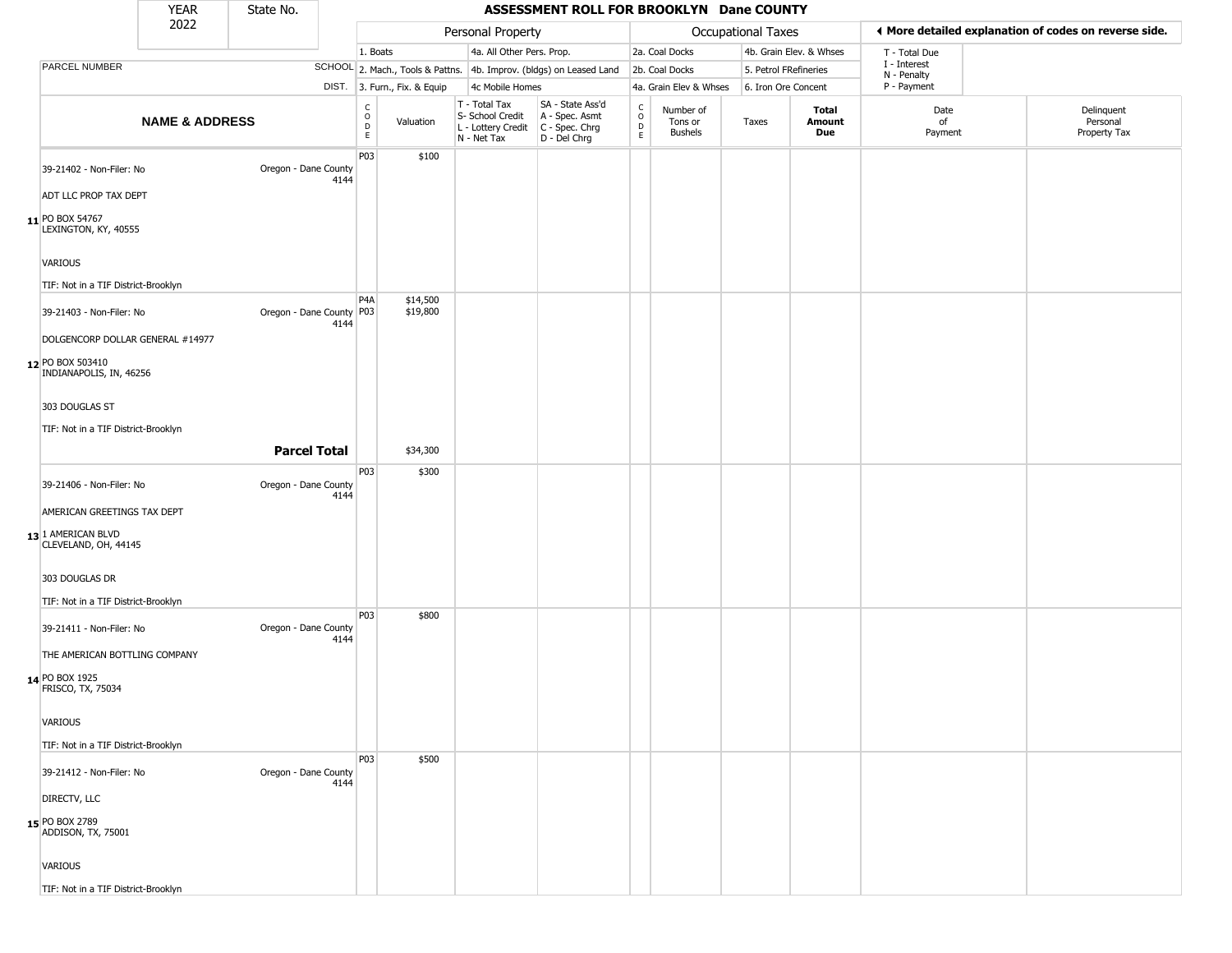| YEAR 2022 | State No. | ASSESSMENT ROLL FOR BROOKLYN Dane COUNTY | | | | | | | | | | |
|---|---|---|---|---|---|---|---|---|---|---|---|---|

**Personal Property:** 1. Boats; 2. Mach., Tools & Pattns.; 3. Furn., Fix. & Equip; 4a. All Other Pers. Prop.; 4b. Improv. (bldgs) on Leased Land; 4c Mobile Homes

**Occupational Taxes:** 2a. Coal Docks; 2b. Coal Docks; 4a. Grain Elev & Whses; 4b. Grain Elev. & Whses; 5. Petrol FRefineries; 6. Iron Ore Concent

◀ More detailed explanation of codes on reverse side.

T - Total Due; I - Interest; N - Penalty; P - Payment

| | PARCEL NUMBER / NAME & ADDRESS | SCHOOL DIST. | CODE | Valuation | T - Total Tax S- School Credit L - Lottery Credit N - Net Tax | SA - State Ass'd A - Spec. Asmt C - Spec. Chrg D - Del Chrg | CODE | Number of Tons or Bushels | Taxes | Total Amount Due | Date of Payment | Delinquent Personal Property Tax |
|---|---|---|---|---|---|---|---|---|---|---|---|---|
| 11 | 39-21402 - Non-Filer: No<br>ADT LLC PROP TAX DEPT<br>PO BOX 54767<br>LEXINGTON, KY, 40555<br>VARIOUS<br>TIF: Not in a TIF District-Brooklyn | Oregon - Dane County 4144 | P03 | $100 | | | | | | | | |
| 12 | 39-21403 - Non-Filer: No<br>DOLGENCORP DOLLAR GENERAL #14977<br>PO BOX 503410<br>INDIANAPOLIS, IN, 46256<br>303 DOUGLAS ST<br>TIF: Not in a TIF District-Brooklyn | Oregon - Dane County 4144 | P4A<br>P03 | $14,500<br>$19,800 | | | | | | | | |
| | **Parcel Total** | | | $34,300 | | | | | | | | |
| 13 | 39-21406 - Non-Filer: No<br>AMERICAN GREETINGS TAX DEPT<br>1 AMERICAN BLVD<br>CLEVELAND, OH, 44145<br>303 DOUGLAS DR<br>TIF: Not in a TIF District-Brooklyn | Oregon - Dane County 4144 | P03 | $300 | | | | | | | | |
| 14 | 39-21411 - Non-Filer: No<br>THE AMERICAN BOTTLING COMPANY<br>PO BOX 1925<br>FRISCO, TX, 75034<br>VARIOUS<br>TIF: Not in a TIF District-Brooklyn | Oregon - Dane County 4144 | P03 | $800 | | | | | | | | |
| 15 | 39-21412 - Non-Filer: No<br>DIRECTV, LLC<br>PO BOX 2789<br>ADDISON, TX, 75001<br>VARIOUS<br>TIF: Not in a TIF District-Brooklyn | Oregon - Dane County 4144 | P03 | $500 | | | | | | | | |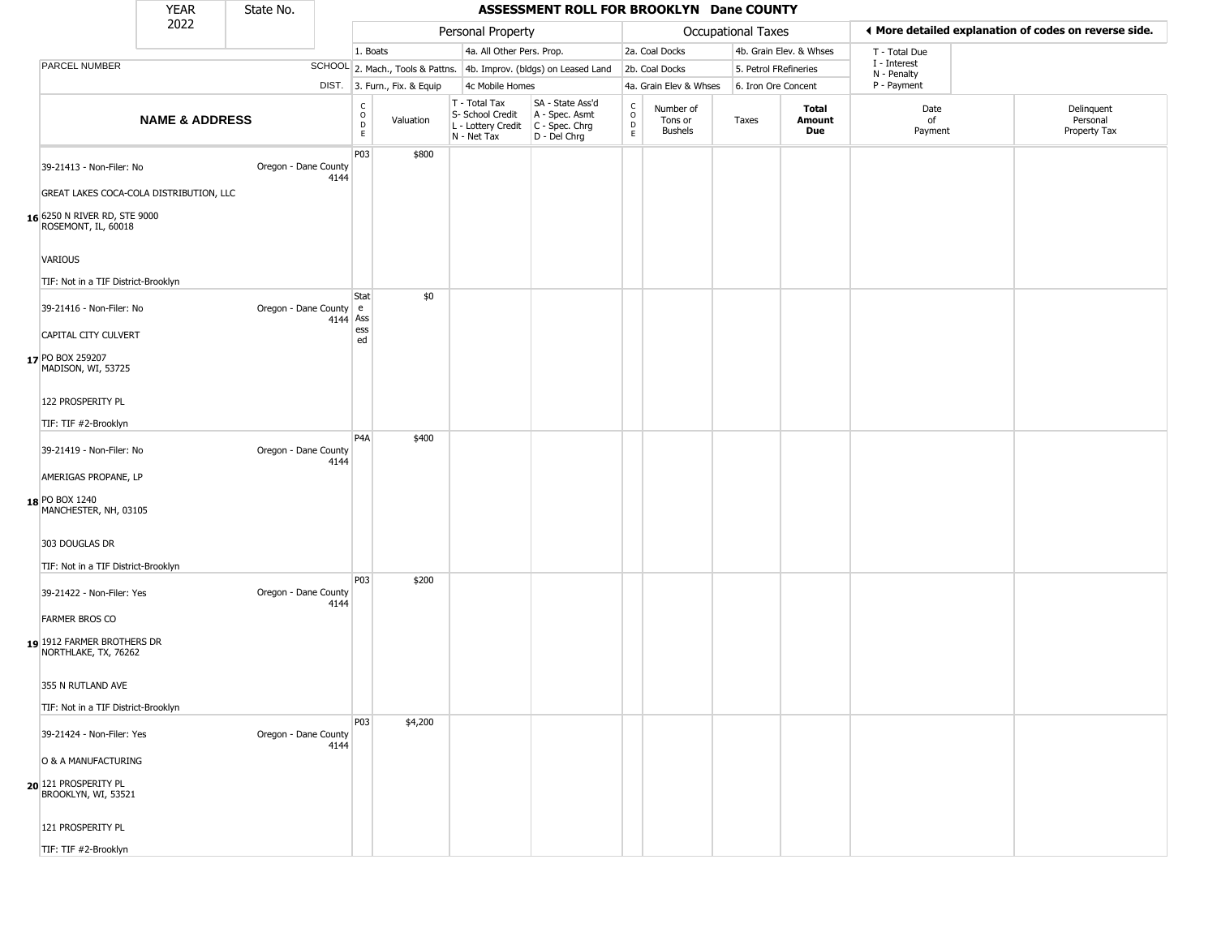| YEAR 2022 | State No. | | ASSESSMENT ROLL FOR BROOKLYN Dane COUNTY | | | | | | | | | |
|---|---|---|---|---|---|---|---|---|---|---|---|---|

| | | Personal Property | | | | Occupational Taxes | | | | ◀ More detailed explanation of codes on reverse side. | |
|---|---|---|---|---|---|---|---|---|---|---|---|
| PARCEL NUMBER | SCHOOL DIST. | 1. Boats<br>2. Mach., Tools & Pattns.<br>3. Furn., Fix. & Equip | | 4a. All Other Pers. Prop.<br>4b. Improv. (bldgs) on Leased Land<br>4c Mobile Homes | | 2a. Coal Docks<br>2b. Coal Docks<br>4a. Grain Elev & Whses | | 4b. Grain Elev. & Whses<br>5. Petrol FRefineries<br>6. Iron Ore Concent | | T - Total Due<br>I - Interest<br>N - Penalty<br>P - Payment | |
| **NAME & ADDRESS** | | CODE | Valuation | T - Total Tax<br>S- School Credit<br>L - Lottery Credit<br>N - Net Tax | SA - State Ass'd<br>A - Spec. Asmt<br>C - Spec. Chrg<br>D - Del Chrg | CODE | Number of Tons or Bushels | Taxes | **Total Amount Due** | Date of Payment | Delinquent Personal Property Tax |
| **16** 39-21413 - Non-Filer: No<br>GREAT LAKES COCA-COLA DISTRIBUTION, LLC<br>6250 N RIVER RD, STE 9000<br>ROSEMONT, IL, 60018<br>VARIOUS<br>TIF: Not in a TIF District-Brooklyn | Oregon - Dane County 4144 | P03 | $800 | | | | | | | | |
| **17** 39-21416 - Non-Filer: No<br>CAPITAL CITY CULVERT<br>PO BOX 259207<br>MADISON, WI, 53725<br>122 PROSPERITY PL<br>TIF: TIF #2-Brooklyn | Oregon - Dane County 4144 | State Assessed | $0 | | | | | | | | |
| **18** 39-21419 - Non-Filer: No<br>AMERIGAS PROPANE, LP<br>PO BOX 1240<br>MANCHESTER, NH, 03105<br>303 DOUGLAS DR<br>TIF: Not in a TIF District-Brooklyn | Oregon - Dane County 4144 | P4A | $400 | | | | | | | | |
| **19** 39-21422 - Non-Filer: Yes<br>FARMER BROS CO<br>1912 FARMER BROTHERS DR<br>NORTHLAKE, TX, 76262<br>355 N RUTLAND AVE<br>TIF: Not in a TIF District-Brooklyn | Oregon - Dane County 4144 | P03 | $200 | | | | | | | | |
| **20** 39-21424 - Non-Filer: Yes<br>O & A MANUFACTURING<br>121 PROSPERITY PL<br>BROOKLYN, WI, 53521<br>121 PROSPERITY PL<br>TIF: TIF #2-Brooklyn | Oregon - Dane County 4144 | P03 | $4,200 | | | | | | | | |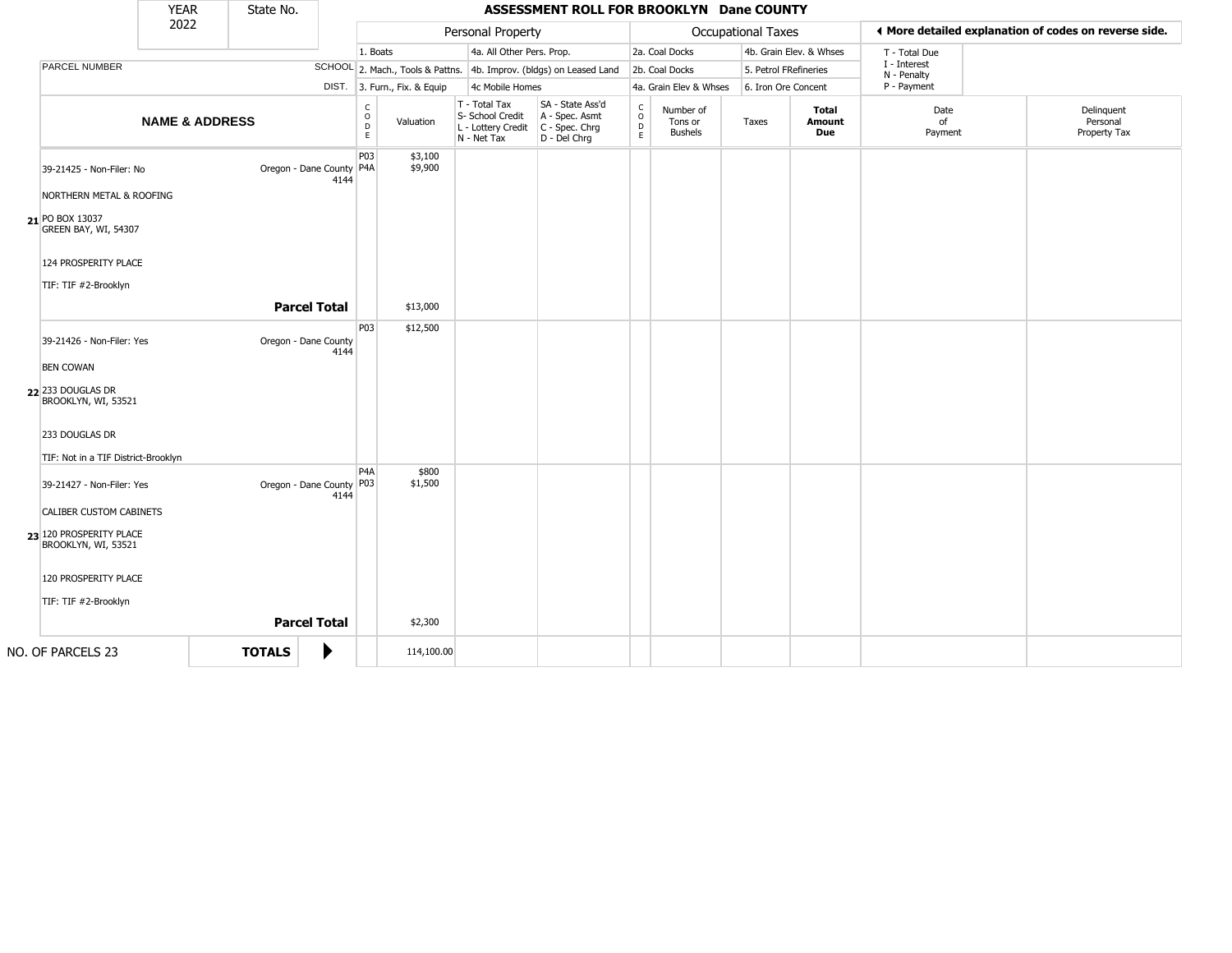| YEAR | State No. | | ASSESSMENT ROLL FOR BROOKLYN Dane COUNTY | | | | | | | | | |
|---|---|---|---|---|---|---|---|---|---|---|---|---|
| 2022 | | | | | | | | | | | | |

| | Personal Property | | Occupational Taxes | | ◂ More detailed explanation of codes on reverse side. |
|---|---|---|---|---|---|
| | 1. Boats | 4a. All Other Pers. Prop. | 2a. Coal Docks | 4b. Grain Elev. & Whses | T - Total Due |
| PARCEL NUMBER SCHOOL | 2. Mach., Tools & Pattns. | 4b. Improv. (bldgs) on Leased Land | 2b. Coal Docks | 5. Petrol FRefineries | I - Interest, N - Penalty |
| DIST. | 3. Furn., Fix. & Equip | 4c Mobile Homes | 4a. Grain Elev & Whses | 6. Iron Ore Concent | P - Payment |

| | NAME & ADDRESS | | CODE | Valuation | T - Total Tax / S- School Credit / L - Lottery Credit / N - Net Tax | SA - State Ass'd / A - Spec. Asmt / C - Spec. Chrg / D - Del Chrg | CODE | Number of Tons or Bushels | Taxes | Total Amount Due | Date of Payment | Delinquent Personal Property Tax |
|---|---|---|---|---|---|---|---|---|---|---|---|---|
| 21 | 39-21425 - Non-Filer: No<br>NORTHERN METAL & ROOFING<br>PO BOX 13037<br>GREEN BAY, WI, 54307<br>124 PROSPERITY PLACE<br>TIF: TIF #2-Brooklyn | Oregon - Dane County 4144 | P03<br>P4A | $3,100<br>$9,900 | | | | | | | | |
| | | **Parcel Total** | | $13,000 | | | | | | | | |
| 22 | 39-21426 - Non-Filer: Yes<br>BEN COWAN<br>233 DOUGLAS DR<br>BROOKLYN, WI, 53521<br>233 DOUGLAS DR<br>TIF: Not in a TIF District-Brooklyn | Oregon - Dane County 4144 | P03 | $12,500 | | | | | | | | |
| 23 | 39-21427 - Non-Filer: Yes<br>CALIBER CUSTOM CABINETS<br>120 PROSPERITY PLACE<br>BROOKLYN, WI, 53521<br>120 PROSPERITY PLACE<br>TIF: TIF #2-Brooklyn | Oregon - Dane County 4144 | P4A<br>P03 | $800<br>$1,500 | | | | | | | | |
| | | **Parcel Total** | | $2,300 | | | | | | | | |
| NO. OF PARCELS 23 | **TOTALS** | ▶ | | 114,100.00 | | | | | | | | |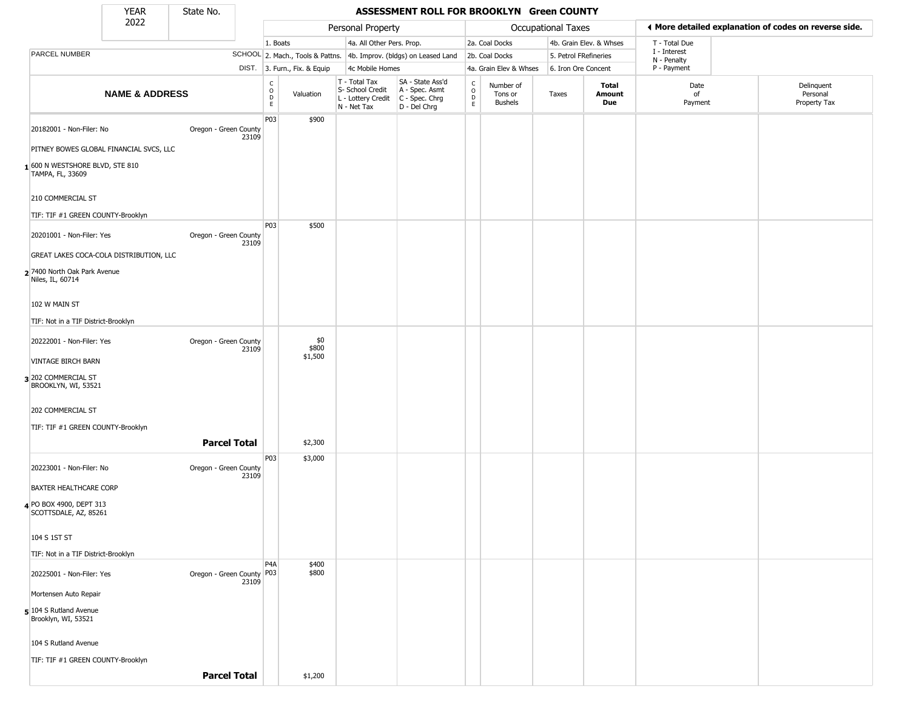| YEAR 2022 | State No. |
|---|---|

# ASSESSMENT ROLL FOR BROOKLYN Green COUNTY

| | Personal Property | | Occupational Taxes | | ◀ More detailed explanation of codes on reverse side. |
|---|---|---|---|---|---|
| PARCEL NUMBER SCHOOL DIST. | 1. Boats | 4a. All Other Pers. Prop. | 2a. Coal Docks | 4b. Grain Elev. & Whses | T - Total Due |
| | 2. Mach., Tools & Pattns. | 4b. Improv. (bldgs) on Leased Land | 2b. Coal Docks | 5. Petrol FRefineries | I - Interest<br>N - Penalty |
| | 3. Furn., Fix. & Equip | 4c Mobile Homes | 4a. Grain Elev & Whses | 6. Iron Ore Concent | P - Payment |

| | NAME & ADDRESS | | CODE | Valuation | T - Total Tax<br>S- School Credit<br>L - Lottery Credit<br>N - Net Tax | SA - State Ass'd<br>A - Spec. Asmt<br>C - Spec. Chrg<br>D - Del Chrg | CODE | Number of Tons or Bushels | Taxes | Total Amount Due | Date of Payment | Delinquent Personal Property Tax |
|---|---|---|---|---|---|---|---|---|---|---|---|---|
| 1 | 20182001 - Non-Filer: No<br>PITNEY BOWES GLOBAL FINANCIAL SVCS, LLC<br>600 N WESTSHORE BLVD, STE 810<br>TAMPA, FL, 33609<br>210 COMMERCIAL ST<br>TIF: TIF #1 GREEN COUNTY-Brooklyn | Oregon - Green County 23109 | P03 | $900 | | | | | | | | |
| 2 | 20201001 - Non-Filer: Yes<br>GREAT LAKES COCA-COLA DISTRIBUTION, LLC<br>7400 North Oak Park Avenue<br>Niles, IL, 60714<br>102 W MAIN ST<br>TIF: Not in a TIF District-Brooklyn | Oregon - Green County 23109 | P03 | $500 | | | | | | | | |
| 3 | 20222001 - Non-Filer: Yes<br>VINTAGE BIRCH BARN<br>202 COMMERCIAL ST<br>BROOKLYN, WI, 53521<br>202 COMMERCIAL ST<br>TIF: TIF #1 GREEN COUNTY-Brooklyn | Oregon - Green County 23109 | | $0<br>$800<br>$1,500 | | | | | | | | |
| | | **Parcel Total** | | $2,300 | | | | | | | | |
| 4 | 20223001 - Non-Filer: No<br>BAXTER HEALTHCARE CORP<br>PO BOX 4900, DEPT 313<br>SCOTTSDALE, AZ, 85261<br>104 S 1ST ST<br>TIF: Not in a TIF District-Brooklyn | Oregon - Green County 23109 | P03 | $3,000 | | | | | | | | |
| 5 | 20225001 - Non-Filer: Yes<br>Mortensen Auto Repair<br>104 S Rutland Avenue<br>Brooklyn, WI, 53521<br>104 S Rutland Avenue<br>TIF: TIF #1 GREEN COUNTY-Brooklyn | Oregon - Green County 23109 | P4A<br>P03 | $400<br>$800 | | | | | | | | |
| | | **Parcel Total** | | $1,200 | | | | | | | | |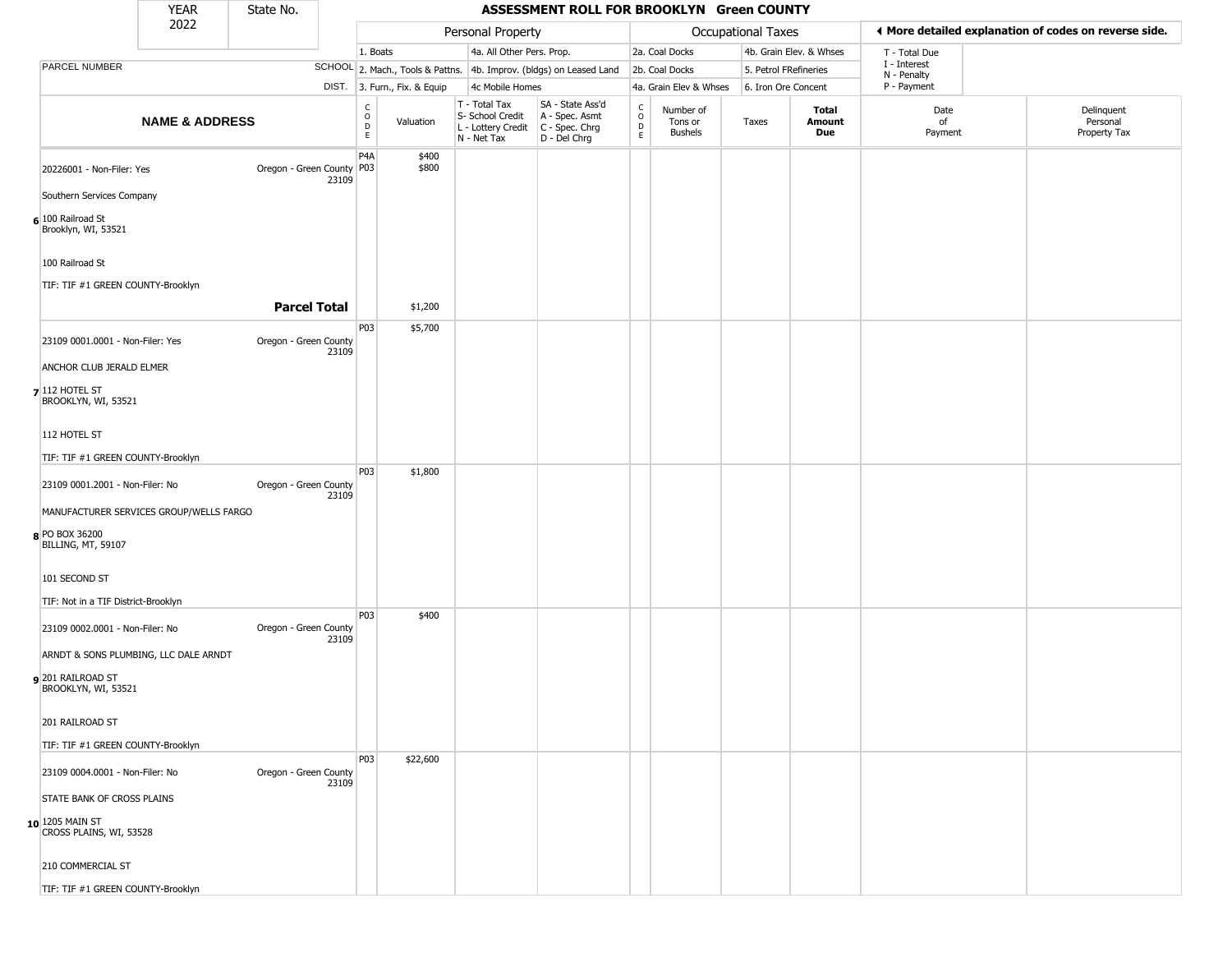# ASSESSMENT ROLL FOR BROOKLYN Green COUNTY

| YEAR | State No. |
|---|---|
| 2022 | |

| Personal Property | | Occupational Taxes | | More detailed explanation of codes on reverse side. |
|---|---|---|---|---|
| 1. Boats | 4a. All Other Pers. Prop. | 2a. Coal Docks | 4b. Grain Elev. & Whses | T - Total Due |
| 2. Mach., Tools & Pattns. | 4b. Improv. (bldgs) on Leased Land | 2b. Coal Docks | 5. Petrol FRefineries | I - Interest<br>N - Penalty |
| 3. Furn., Fix. & Equip | 4c Mobile Homes | 4a. Grain Elev & Whses | 6. Iron Ore Concent | P - Payment |

| | NAME & ADDRESS | SCHOOL DIST. | CODE | Valuation | T - Total Tax<br>S- School Credit<br>L - Lottery Credit<br>N - Net Tax | SA - State Ass'd<br>A - Spec. Asmt<br>C - Spec. Chrg<br>D - Del Chrg | CODE | Number of Tons or Bushels | Taxes | Total Amount Due | Date of Payment | Delinquent Personal Property Tax |
|---|---|---|---|---|---|---|---|---|---|---|---|---|
| 6 | 20226001 - Non-Filer: Yes<br>Southern Services Company<br>100 Railroad St<br>Brooklyn, WI, 53521<br>100 Railroad St<br>TIF: TIF #1 GREEN COUNTY-Brooklyn | Oregon - Green County 23109 | P4A<br>P03 | $400<br>$800 | | | | | | | | |
| | **Parcel Total** | | | $1,200 | | | | | | | | |
| 7 | 23109 0001.0001 - Non-Filer: Yes<br>ANCHOR CLUB JERALD ELMER<br>112 HOTEL ST<br>BROOKLYN, WI, 53521<br>112 HOTEL ST<br>TIF: TIF #1 GREEN COUNTY-Brooklyn | Oregon - Green County 23109 | P03 | $5,700 | | | | | | | | |
| 8 | 23109 0001.2001 - Non-Filer: No<br>MANUFACTURER SERVICES GROUP/WELLS FARGO<br>PO BOX 36200<br>BILLING, MT, 59107<br>101 SECOND ST<br>TIF: Not in a TIF District-Brooklyn | Oregon - Green County 23109 | P03 | $1,800 | | | | | | | | |
| 9 | 23109 0002.0001 - Non-Filer: No<br>ARNDT & SONS PLUMBING, LLC DALE ARNDT<br>201 RAILROAD ST<br>BROOKLYN, WI, 53521<br>201 RAILROAD ST<br>TIF: TIF #1 GREEN COUNTY-Brooklyn | Oregon - Green County 23109 | P03 | $400 | | | | | | | | |
| 10 | 23109 0004.0001 - Non-Filer: No<br>STATE BANK OF CROSS PLAINS<br>1205 MAIN ST<br>CROSS PLAINS, WI, 53528<br>210 COMMERCIAL ST<br>TIF: TIF #1 GREEN COUNTY-Brooklyn | Oregon - Green County 23109 | P03 | $22,600 | | | | | | | | |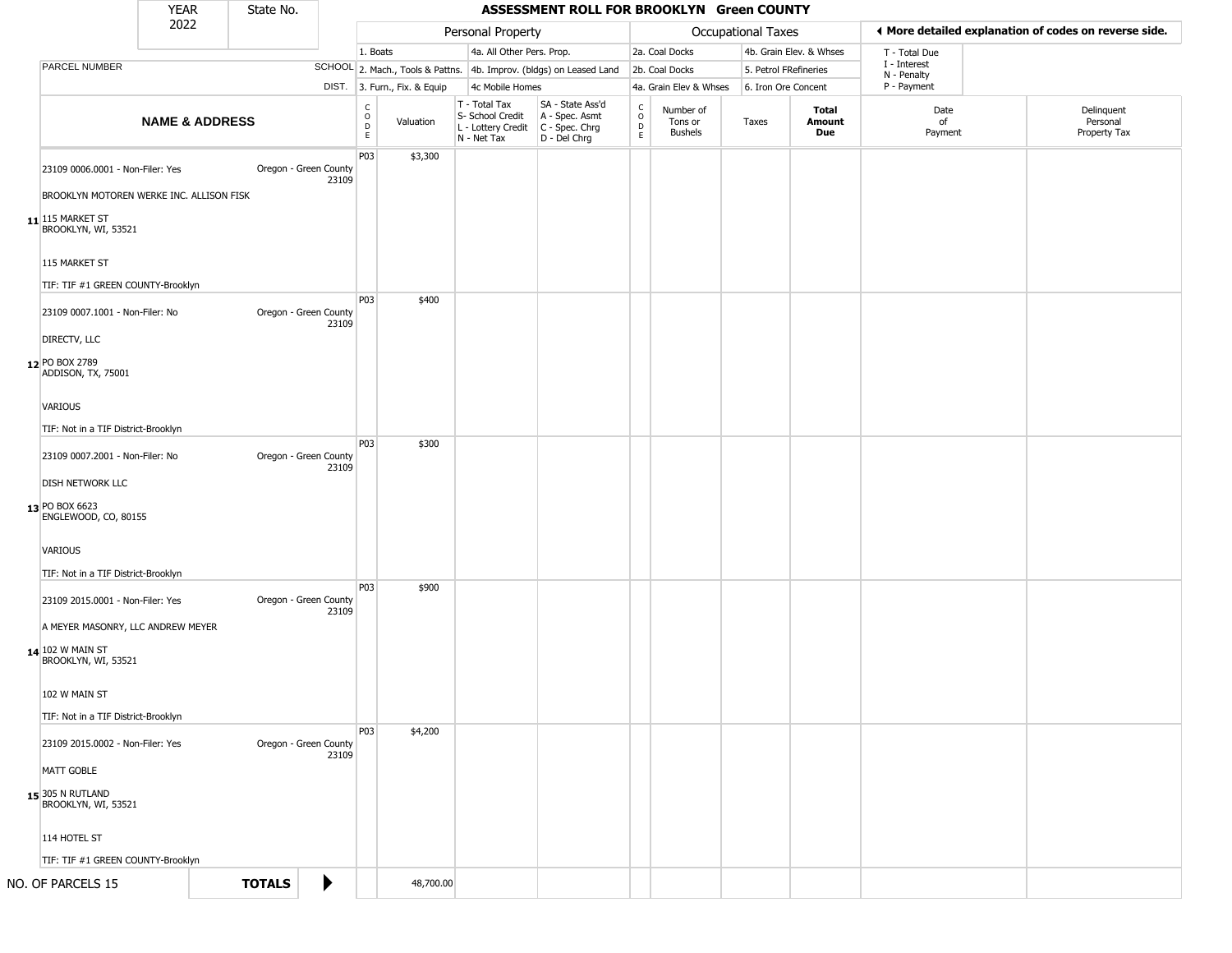| YEAR | State No. | | ASSESSMENT ROLL FOR BROOKLYN Green COUNTY | | | | | | | | | |
|---|---|---|---|---|---|---|---|---|---|---|---|---|
| 2022 | | | Personal Property | | | | Occupational Taxes | | | | ◀ More detailed explanation of codes on reverse side. | |
| | | | 1. Boats | | 4a. All Other Pers. Prop. | | 2a. Coal Docks | | 4b. Grain Elev. & Whses | | T - Total Due | |
| PARCEL NUMBER | | SCHOOL | 2. Mach., Tools & Pattns. | | 4b. Improv. (bldgs) on Leased Land | | 2b. Coal Docks | | 5. Petrol FRefineries | | I - Interest N - Penalty | |
| | | DIST. | 3. Furn., Fix. & Equip | | 4c Mobile Homes | | 4a. Grain Elev & Whses | | 6. Iron Ore Concent | | P - Payment | |

| NAME & ADDRESS | | CODE | Valuation | T - Total Tax S- School Credit L - Lottery Credit N - Net Tax | SA - State Ass'd A - Spec. Asmt C - Spec. Chrg D - Del Chrg | CODE | Number of Tons or Bushels | Taxes | Total Amount Due | Date of Payment | Delinquent Personal Property Tax |
|---|---|---|---|---|---|---|---|---|---|---|---|
| **11** 23109 0006.0001 - Non-Filer: Yes<br>BROOKLYN MOTOREN WERKE INC. ALLISON FISK<br>115 MARKET ST<br>BROOKLYN, WI, 53521<br><br>115 MARKET ST<br><br>TIF: TIF #1 GREEN COUNTY-Brooklyn | Oregon - Green County 23109 | P03 | $3,300 | | | | | | | | |
| **12** 23109 0007.1001 - Non-Filer: No<br>DIRECTV, LLC<br>PO BOX 2789<br>ADDISON, TX, 75001<br><br>VARIOUS<br><br>TIF: Not in a TIF District-Brooklyn | Oregon - Green County 23109 | P03 | $400 | | | | | | | | |
| **13** 23109 0007.2001 - Non-Filer: No<br>DISH NETWORK LLC<br>PO BOX 6623<br>ENGLEWOOD, CO, 80155<br><br>VARIOUS<br><br>TIF: Not in a TIF District-Brooklyn | Oregon - Green County 23109 | P03 | $300 | | | | | | | | |
| **14** 23109 2015.0001 - Non-Filer: Yes<br>A MEYER MASONRY, LLC ANDREW MEYER<br>102 W MAIN ST<br>BROOKLYN, WI, 53521<br><br>102 W MAIN ST<br><br>TIF: Not in a TIF District-Brooklyn | Oregon - Green County 23109 | P03 | $900 | | | | | | | | |
| **15** 23109 2015.0002 - Non-Filer: Yes<br>MATT GOBLE<br>305 N RUTLAND<br>BROOKLYN, WI, 53521<br><br>114 HOTEL ST<br><br>TIF: TIF #1 GREEN COUNTY-Brooklyn | Oregon - Green County 23109 | P03 | $4,200 | | | | | | | | |
| NO. OF PARCELS 15 | **TOTALS** ▶ | | 48,700.00 | | | | | | | | |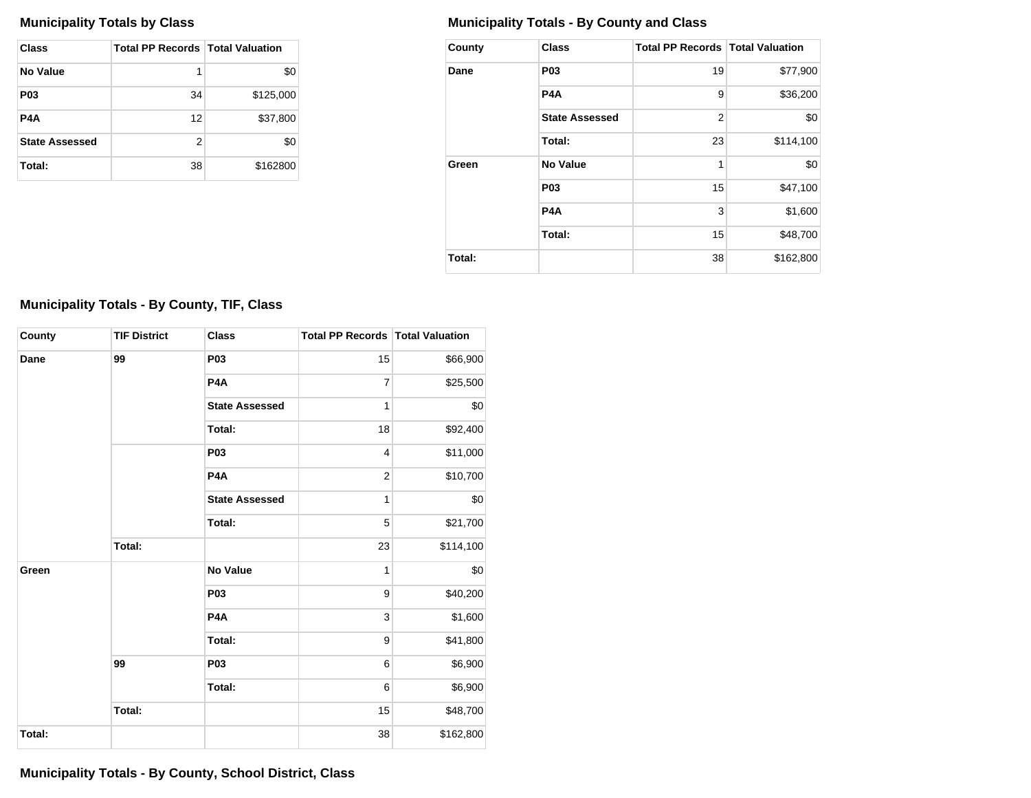### Municipality Totals by Class

| Class | Total PP Records | Total Valuation |
|---|---|---|
| No Value | 1 | $0 |
| P03 | 34 | $125,000 |
| P4A | 12 | $37,800 |
| State Assessed | 2 | $0 |
| Total: | 38 | $162800 |

### Municipality Totals - By County and Class

| County | Class | Total PP Records | Total Valuation |
|---|---|---|---|
| Dane | P03 | 19 | $77,900 |
| | P4A | 9 | $36,200 |
| | State Assessed | 2 | $0 |
| | Total: | 23 | $114,100 |
| Green | No Value | 1 | $0 |
| | P03 | 15 | $47,100 |
| | P4A | 3 | $1,600 |
| | Total: | 15 | $48,700 |
| Total: | | 38 | $162,800 |

### Municipality Totals - By County, TIF, Class

| County | TIF District | Class | Total PP Records | Total Valuation |
|---|---|---|---|---|
| Dane | 99 | P03 | 15 | $66,900 |
| | | P4A | 7 | $25,500 |
| | | State Assessed | 1 | $0 |
| | | Total: | 18 | $92,400 |
| | | P03 | 4 | $11,000 |
| | | P4A | 2 | $10,700 |
| | | State Assessed | 1 | $0 |
| | | Total: | 5 | $21,700 |
| | Total: | | 23 | $114,100 |
| Green | | No Value | 1 | $0 |
| | | P03 | 9 | $40,200 |
| | | P4A | 3 | $1,600 |
| | | Total: | 9 | $41,800 |
| | 99 | P03 | 6 | $6,900 |
| | | Total: | 6 | $6,900 |
| | Total: | | 15 | $48,700 |
| Total: | | | 38 | $162,800 |

### Municipality Totals - By County, School District, Class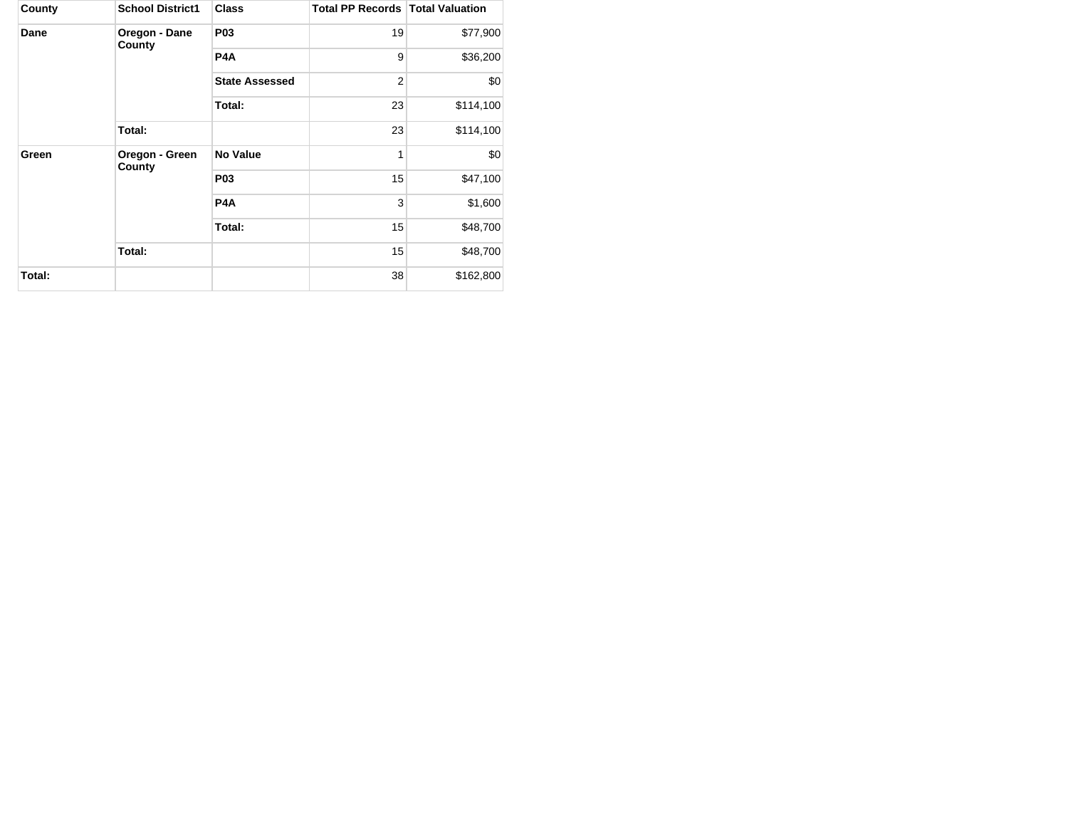| County | School District1 | Class | Total PP Records | Total Valuation |
|---|---|---|---|---|
| **Dane** | **Oregon - Dane County** | **P03** | 19 | $77,900 |
| | | **P4A** | 9 | $36,200 |
| | | **State Assessed** | 2 | $0 |
| | | **Total:** | 23 | $114,100 |
| | **Total:** | | 23 | $114,100 |
| **Green** | **Oregon - Green County** | **No Value** | 1 | $0 |
| | | **P03** | 15 | $47,100 |
| | | **P4A** | 3 | $1,600 |
| | | **Total:** | 15 | $48,700 |
| | **Total:** | | 15 | $48,700 |
| **Total:** | | | 38 | $162,800 |